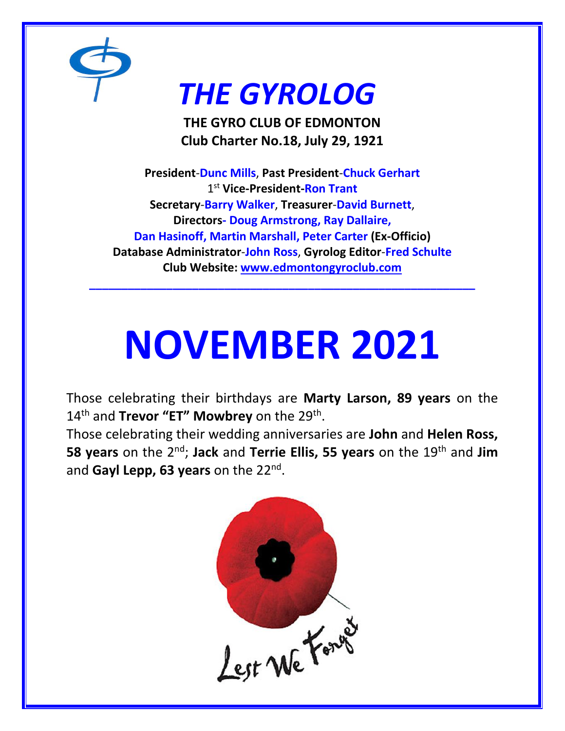# *THE GYROLOG*

**THE GYRO CLUB OF EDMONTON**
**Club Charter No.18, July 29, 1921**

**President-Dunc Mills**, **Past President-Chuck Gerhart**
1st **Vice-President-Ron Trant**
**Secretary-Barry Walker**, **Treasurer-David Burnett**,
**Directors- Doug Armstrong, Ray Dallaire,**
**Dan Hasinoff, Martin Marshall, Peter Carter (Ex-Officio)**
**Database Administrator-John Ross**, **Gyrolog Editor-Fred Schulte**
**Club Website: www.edmontongyroclub.com**

---

# NOVEMBER 2021

Those celebrating their birthdays are **Marty Larson, 89 years** on the 14th and **Trevor "ET" Mowbrey** on the 29th.

Those celebrating their wedding anniversaries are **John** and **Helen Ross, 58 years** on the 2nd; **Jack** and **Terrie Ellis, 55 years** on the 19th and **Jim** and **Gayl Lepp, 63 years** on the 22nd.

Lest We Forget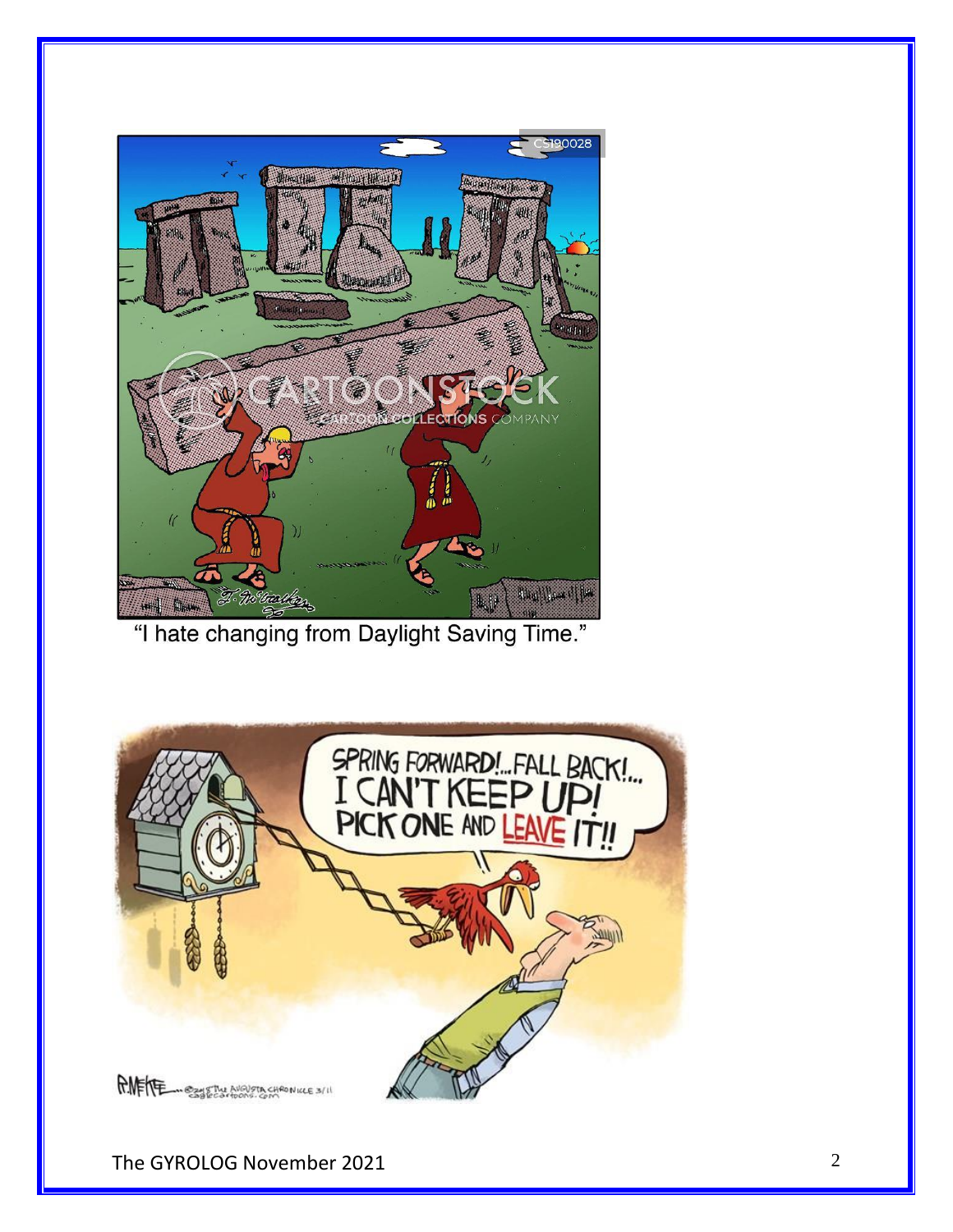"I hate changing from Daylight Saving Time."

SPRING FORWARD!...FALL BACK!... I CAN'T KEEP UP! PICK ONE AND LEAVE IT!!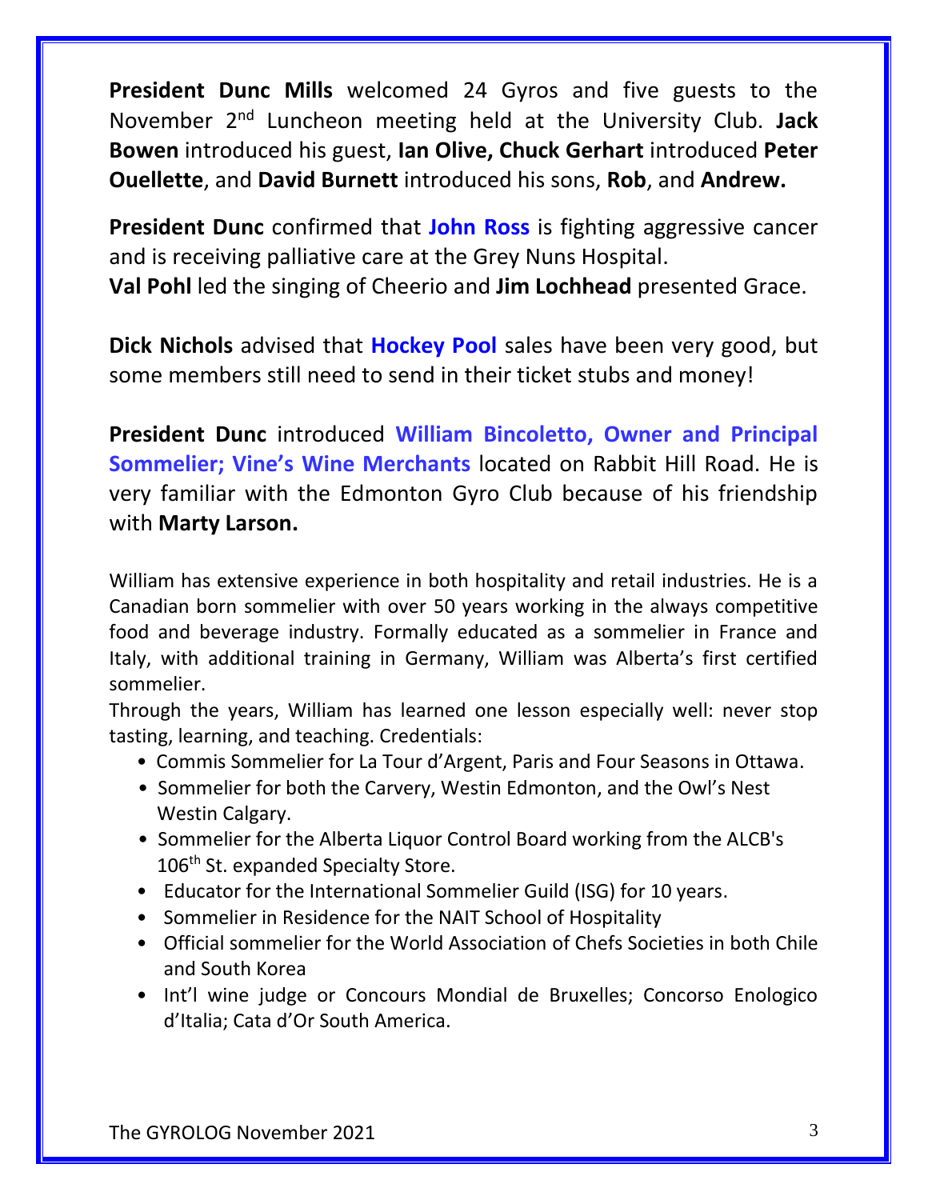**President Dunc Mills** welcomed 24 Gyros and five guests to the November 2nd Luncheon meeting held at the University Club. **Jack Bowen** introduced his guest, **Ian Olive, Chuck Gerhart** introduced **Peter Ouellette**, and **David Burnett** introduced his sons, **Rob**, and **Andrew.**

**President Dunc** confirmed that **John Ross** is fighting aggressive cancer and is receiving palliative care at the Grey Nuns Hospital.
**Val Pohl** led the singing of Cheerio and **Jim Lochhead** presented Grace.

**Dick Nichols** advised that **Hockey Pool** sales have been very good, but some members still need to send in their ticket stubs and money!

**President Dunc** introduced **William Bincoletto, Owner and Principal Sommelier; Vine's Wine Merchants** located on Rabbit Hill Road. He is very familiar with the Edmonton Gyro Club because of his friendship with **Marty Larson.**

William has extensive experience in both hospitality and retail industries. He is a Canadian born sommelier with over 50 years working in the always competitive food and beverage industry. Formally educated as a sommelier in France and Italy, with additional training in Germany, William was Alberta's first certified sommelier.
Through the years, William has learned one lesson especially well: never stop tasting, learning, and teaching. Credentials:

- Commis Sommelier for La Tour d'Argent, Paris and Four Seasons in Ottawa.
- Sommelier for both the Carvery, Westin Edmonton, and the Owl's Nest Westin Calgary.
- Sommelier for the Alberta Liquor Control Board working from the ALCB's 106th St. expanded Specialty Store.
- Educator for the International Sommelier Guild (ISG) for 10 years.
- Sommelier in Residence for the NAIT School of Hospitality
- Official sommelier for the World Association of Chefs Societies in both Chile and South Korea
- Int'l wine judge or Concours Mondial de Bruxelles; Concorso Enologico d'Italia; Cata d'Or South America.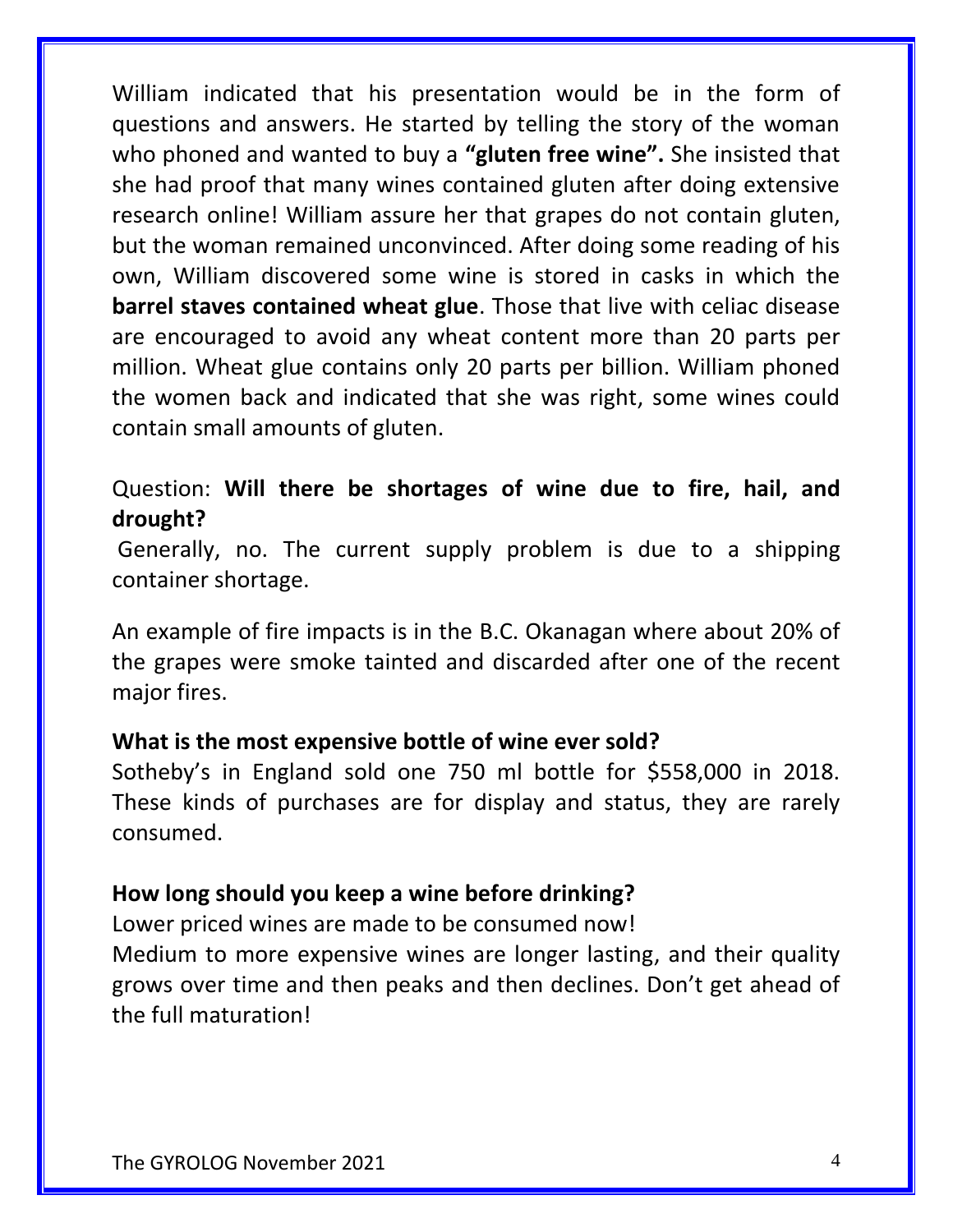William indicated that his presentation would be in the form of questions and answers. He started by telling the story of the woman who phoned and wanted to buy a **"gluten free wine".** She insisted that she had proof that many wines contained gluten after doing extensive research online! William assure her that grapes do not contain gluten, but the woman remained unconvinced. After doing some reading of his own, William discovered some wine is stored in casks in which the **barrel staves contained wheat glue**. Those that live with celiac disease are encouraged to avoid any wheat content more than 20 parts per million. Wheat glue contains only 20 parts per billion. William phoned the women back and indicated that she was right, some wines could contain small amounts of gluten.

Question: **Will there be shortages of wine due to fire, hail, and drought?**

Generally, no. The current supply problem is due to a shipping container shortage.

An example of fire impacts is in the B.C. Okanagan where about 20% of the grapes were smoke tainted and discarded after one of the recent major fires.

**What is the most expensive bottle of wine ever sold?**

Sotheby's in England sold one 750 ml bottle for $558,000 in 2018. These kinds of purchases are for display and status, they are rarely consumed.

**How long should you keep a wine before drinking?**

Lower priced wines are made to be consumed now!

Medium to more expensive wines are longer lasting, and their quality grows over time and then peaks and then declines. Don't get ahead of the full maturation!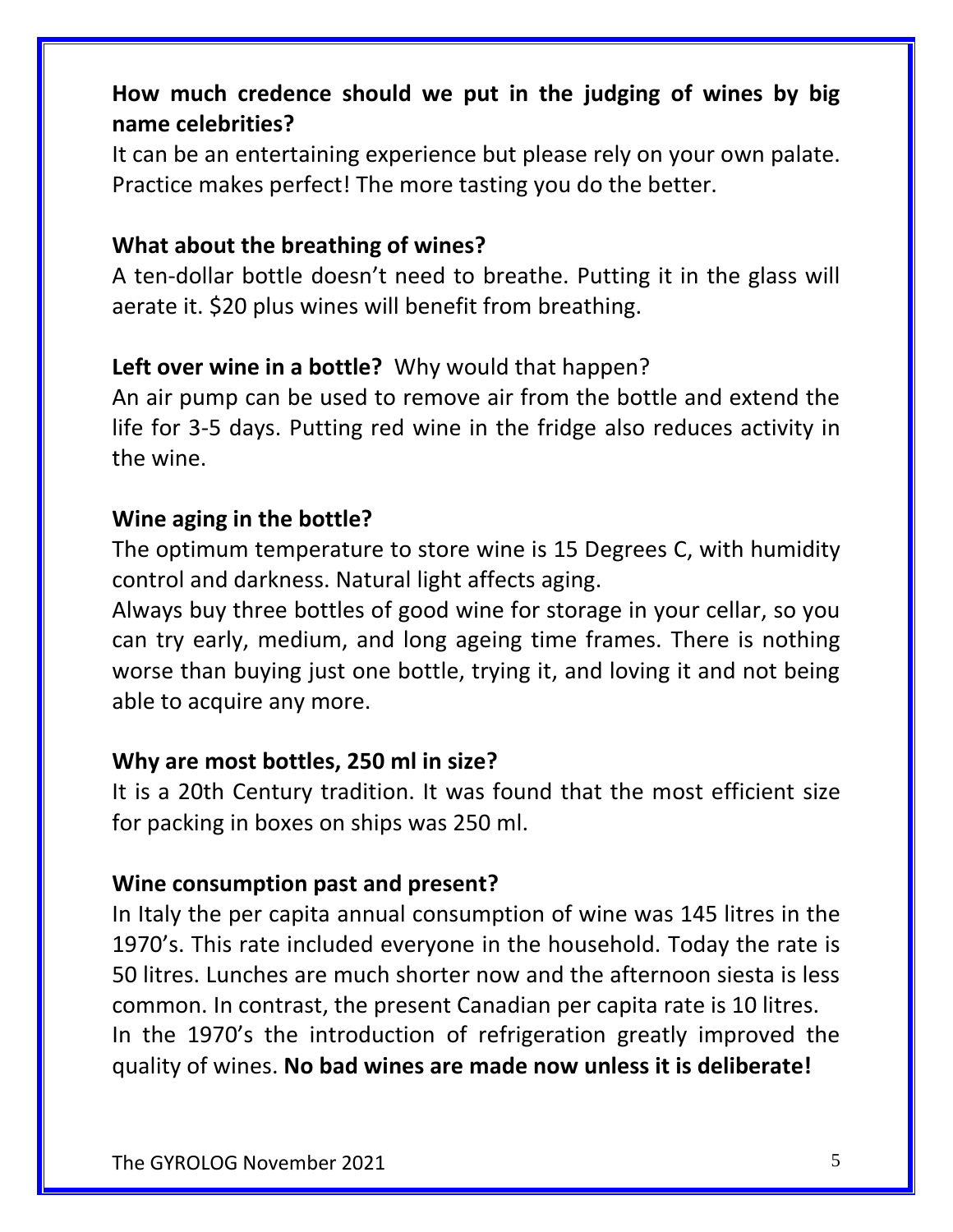**How much credence should we put in the judging of wines by big name celebrities?**

It can be an entertaining experience but please rely on your own palate. Practice makes perfect! The more tasting you do the better.

**What about the breathing of wines?**

A ten-dollar bottle doesn't need to breathe. Putting it in the glass will aerate it. $20 plus wines will benefit from breathing.

**Left over wine in a bottle?** Why would that happen?

An air pump can be used to remove air from the bottle and extend the life for 3-5 days. Putting red wine in the fridge also reduces activity in the wine.

**Wine aging in the bottle?**

The optimum temperature to store wine is 15 Degrees C, with humidity control and darkness. Natural light affects aging.

Always buy three bottles of good wine for storage in your cellar, so you can try early, medium, and long ageing time frames. There is nothing worse than buying just one bottle, trying it, and loving it and not being able to acquire any more.

**Why are most bottles, 250 ml in size?**

It is a 20th Century tradition. It was found that the most efficient size for packing in boxes on ships was 250 ml.

**Wine consumption past and present?**

In Italy the per capita annual consumption of wine was 145 litres in the 1970's. This rate included everyone in the household. Today the rate is 50 litres. Lunches are much shorter now and the afternoon siesta is less common. In contrast, the present Canadian per capita rate is 10 litres.

In the 1970's the introduction of refrigeration greatly improved the quality of wines. **No bad wines are made now unless it is deliberate!**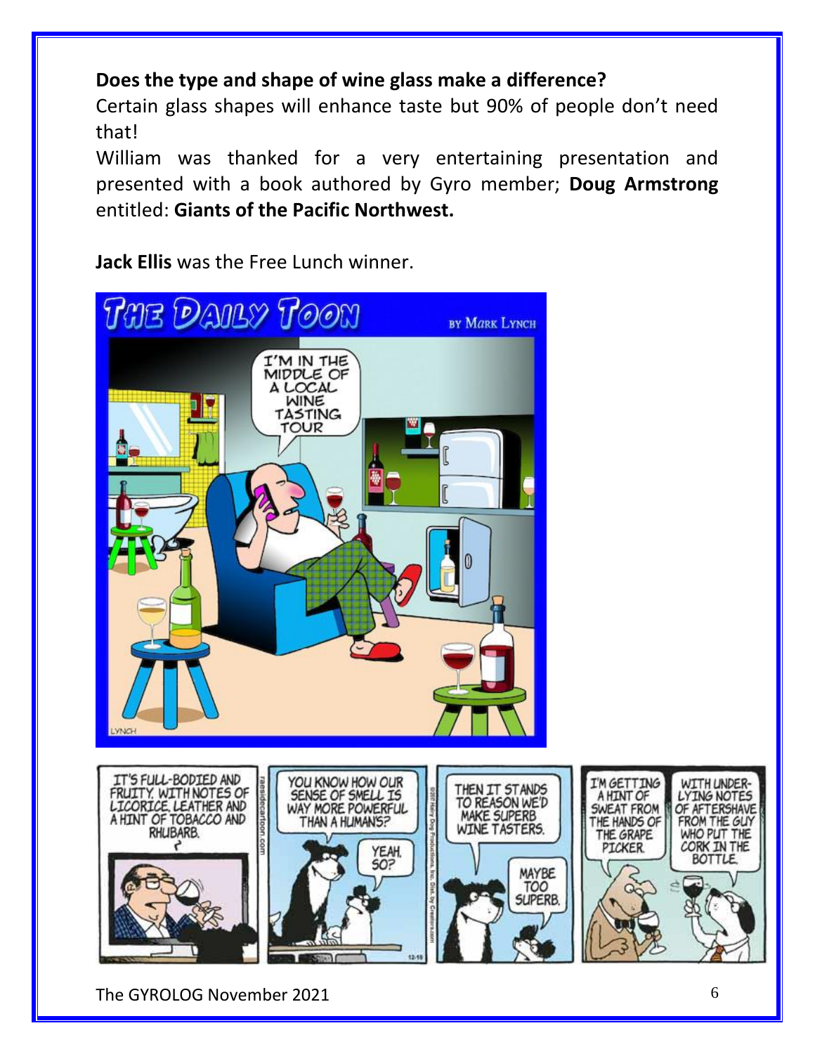**Does the type and shape of wine glass make a difference?**

Certain glass shapes will enhance taste but 90% of people don't need that!

William was thanked for a very entertaining presentation and presented with a book authored by Gyro member; **Doug Armstrong** entitled: **Giants of the Pacific Northwest.**

**Jack Ellis** was the Free Lunch winner.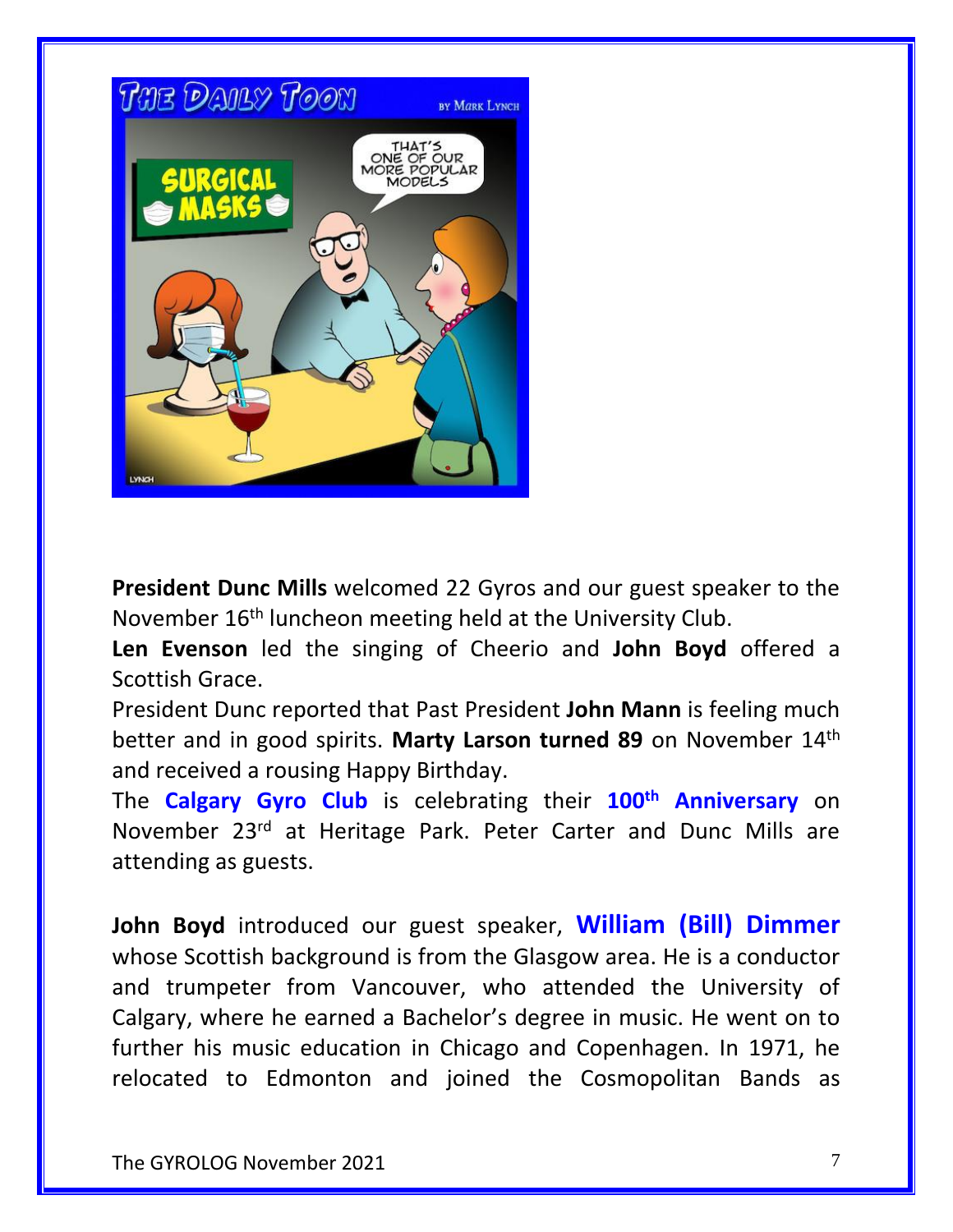**President Dunc Mills** welcomed 22 Gyros and our guest speaker to the November 16th luncheon meeting held at the University Club.

**Len Evenson** led the singing of Cheerio and **John Boyd** offered a Scottish Grace.

President Dunc reported that Past President **John Mann** is feeling much better and in good spirits. **Marty Larson turned 89** on November 14th and received a rousing Happy Birthday.

The **Calgary Gyro Club** is celebrating their **100th Anniversary** on November 23rd at Heritage Park. Peter Carter and Dunc Mills are attending as guests.

**John Boyd** introduced our guest speaker, **William (Bill) Dimmer** whose Scottish background is from the Glasgow area. He is a conductor and trumpeter from Vancouver, who attended the University of Calgary, where he earned a Bachelor's degree in music. He went on to further his music education in Chicago and Copenhagen. In 1971, he relocated to Edmonton and joined the Cosmopolitan Bands as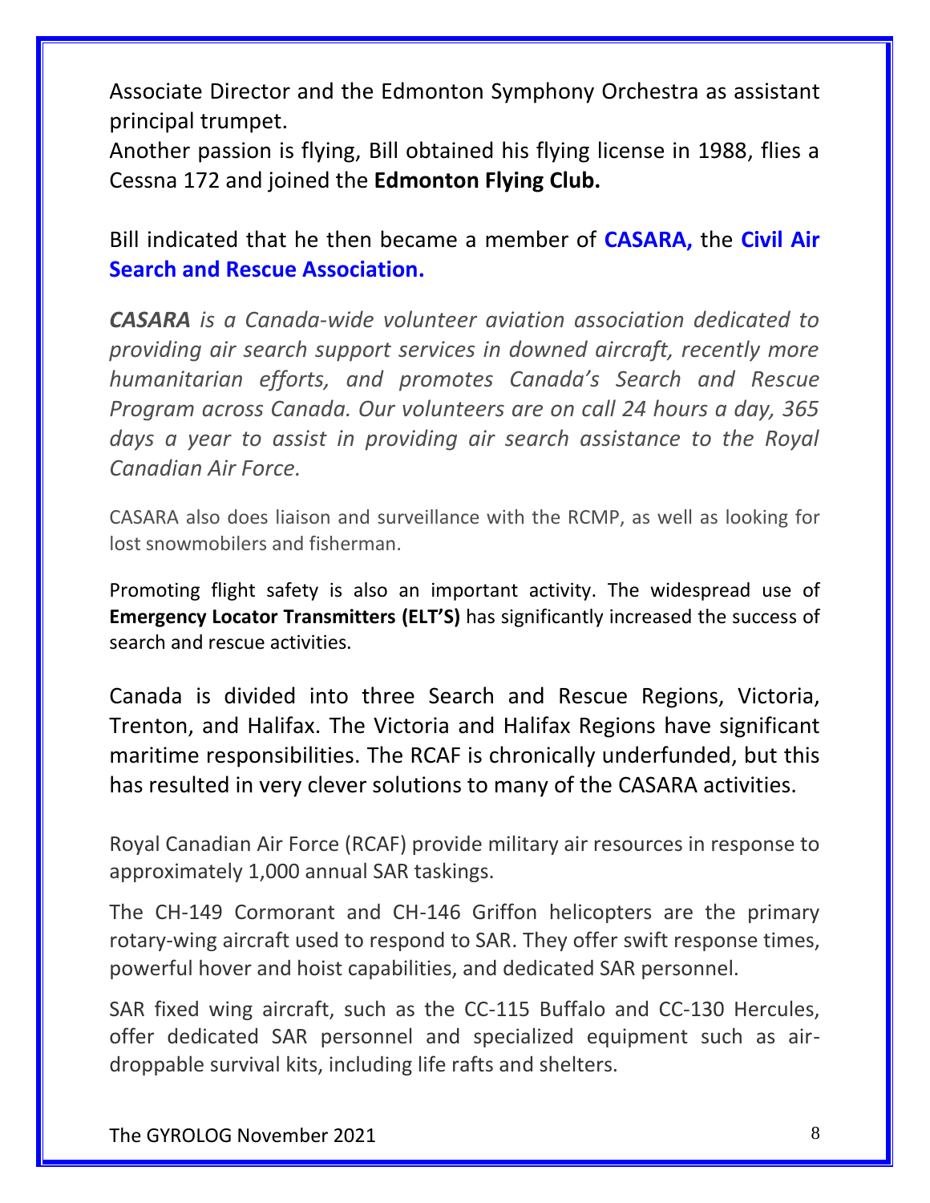Associate Director and the Edmonton Symphony Orchestra as assistant principal trumpet.

Another passion is flying, Bill obtained his flying license in 1988, flies a Cessna 172 and joined the **Edmonton Flying Club.**

Bill indicated that he then became a member of **CASARA,** the **Civil Air Search and Rescue Association.**

***CASARA** is a Canada-wide volunteer aviation association dedicated to providing air search support services in downed aircraft, recently more humanitarian efforts, and promotes Canada's Search and Rescue Program across Canada. Our volunteers are on call 24 hours a day, 365 days a year to assist in providing air search assistance to the Royal Canadian Air Force.*

CASARA also does liaison and surveillance with the RCMP, as well as looking for lost snowmobilers and fisherman.

Promoting flight safety is also an important activity. The widespread use of **Emergency Locator Transmitters (ELT'S)** has significantly increased the success of search and rescue activities.

Canada is divided into three Search and Rescue Regions, Victoria, Trenton, and Halifax. The Victoria and Halifax Regions have significant maritime responsibilities. The RCAF is chronically underfunded, but this has resulted in very clever solutions to many of the CASARA activities.

Royal Canadian Air Force (RCAF) provide military air resources in response to approximately 1,000 annual SAR taskings.

The CH-149 Cormorant and CH-146 Griffon helicopters are the primary rotary-wing aircraft used to respond to SAR. They offer swift response times, powerful hover and hoist capabilities, and dedicated SAR personnel.

SAR fixed wing aircraft, such as the CC-115 Buffalo and CC-130 Hercules, offer dedicated SAR personnel and specialized equipment such as air-droppable survival kits, including life rafts and shelters.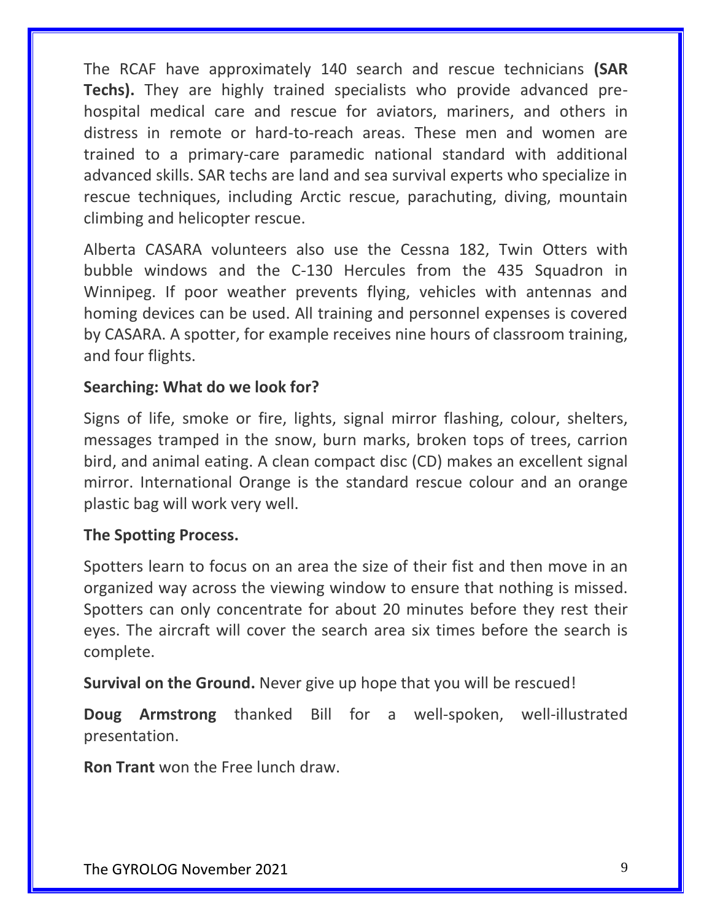The RCAF have approximately 140 search and rescue technicians **(SAR Techs).** They are highly trained specialists who provide advanced pre-hospital medical care and rescue for aviators, mariners, and others in distress in remote or hard-to-reach areas. These men and women are trained to a primary-care paramedic national standard with additional advanced skills. SAR techs are land and sea survival experts who specialize in rescue techniques, including Arctic rescue, parachuting, diving, mountain climbing and helicopter rescue.

Alberta CASARA volunteers also use the Cessna 182, Twin Otters with bubble windows and the C-130 Hercules from the 435 Squadron in Winnipeg. If poor weather prevents flying, vehicles with antennas and homing devices can be used. All training and personnel expenses is covered by CASARA. A spotter, for example receives nine hours of classroom training, and four flights.

**Searching: What do we look for?**

Signs of life, smoke or fire, lights, signal mirror flashing, colour, shelters, messages tramped in the snow, burn marks, broken tops of trees, carrion bird, and animal eating. A clean compact disc (CD) makes an excellent signal mirror. International Orange is the standard rescue colour and an orange plastic bag will work very well.

**The Spotting Process.**

Spotters learn to focus on an area the size of their fist and then move in an organized way across the viewing window to ensure that nothing is missed. Spotters can only concentrate for about 20 minutes before they rest their eyes. The aircraft will cover the search area six times before the search is complete.

**Survival on the Ground.** Never give up hope that you will be rescued!

**Doug Armstrong** thanked Bill for a well-spoken, well-illustrated presentation.

**Ron Trant** won the Free lunch draw.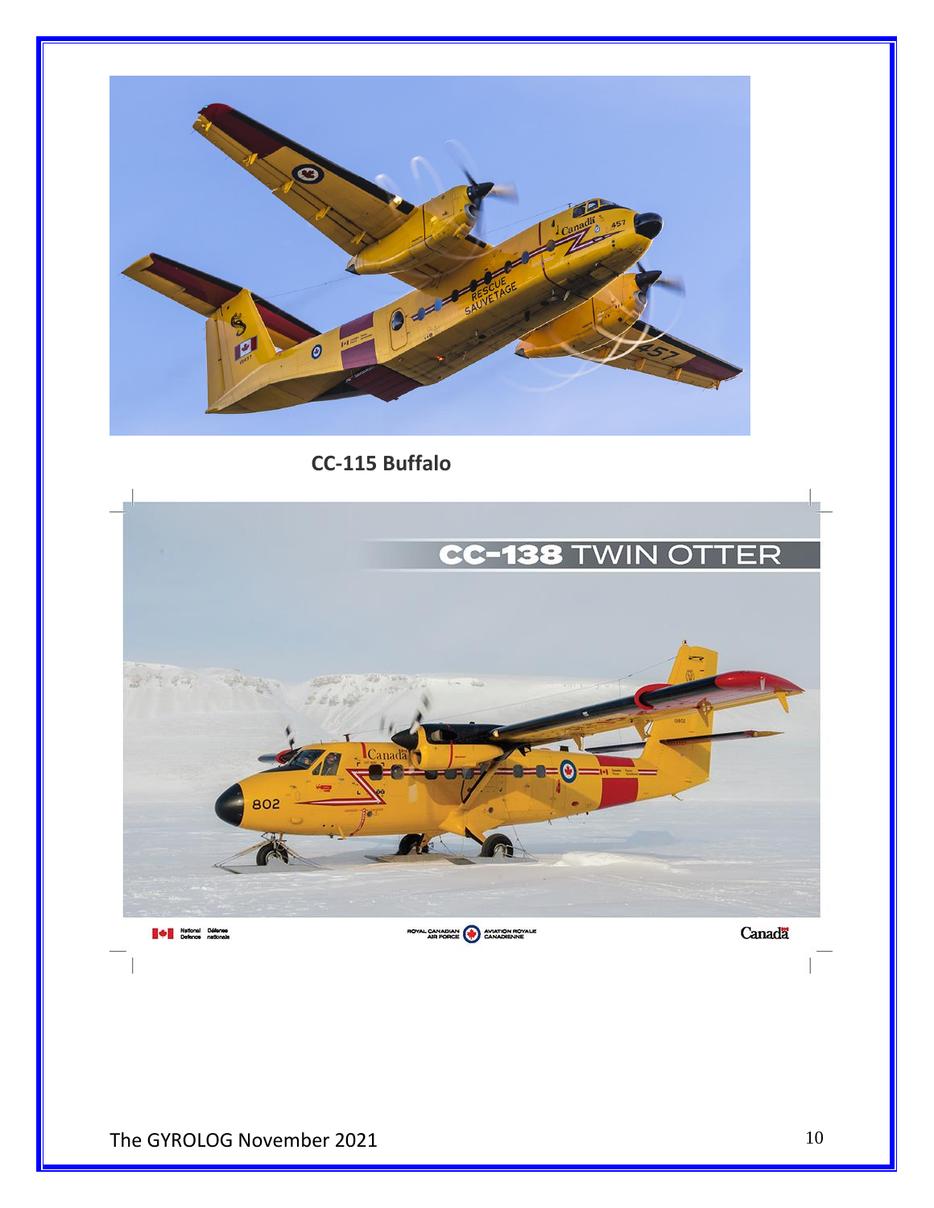**CC-115 Buffalo**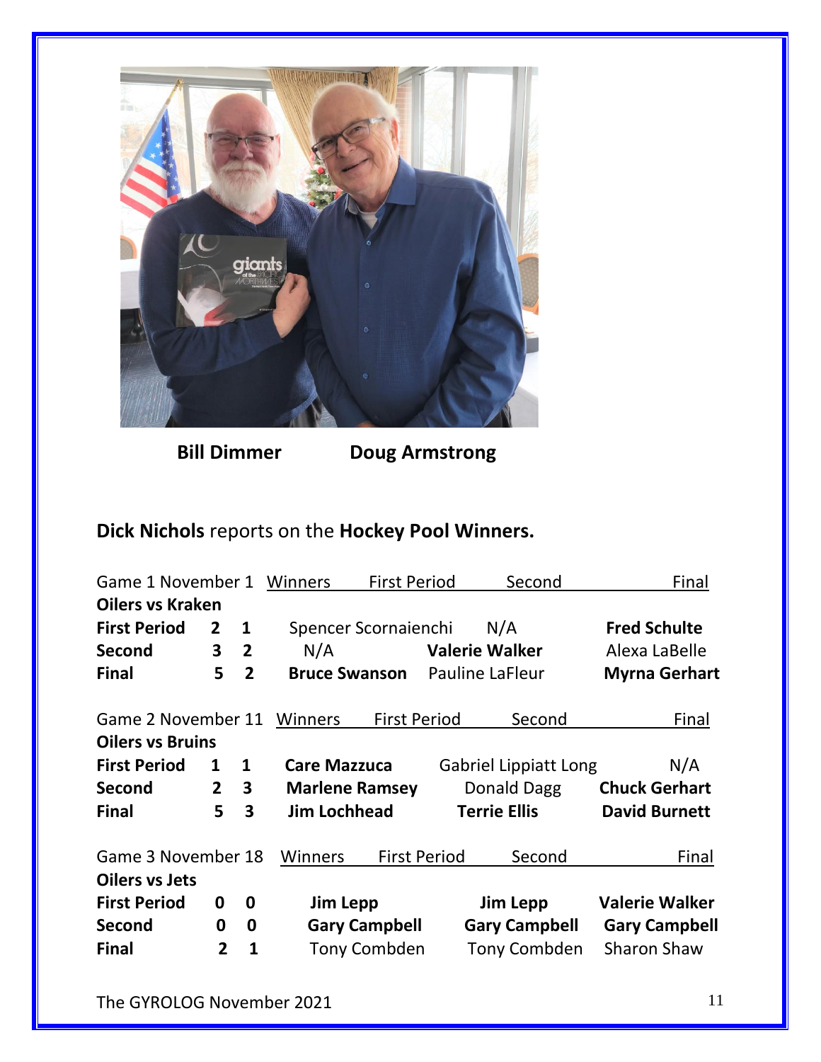**Bill Dimmer** **Doug Armstrong**

**Dick Nichols** reports on the **Hockey Pool Winners.**

| Game 1 November 1 | | | Winners First Period | Second | Final |
|---|---|---|---|---|---|
| **Oilers vs Kraken** | | | | | |
| **First Period** | **2** | **1** | Spencer Scornaienchi | N/A | **Fred Schulte** |
| **Second** | **3** | **2** | N/A | **Valerie Walker** | Alexa LaBelle |
| **Final** | **5** | **2** | **Bruce Swanson** | Pauline LaFleur | **Myrna Gerhart** |

| Game 2 November 11 | | | Winners First Period | Second | Final |
|---|---|---|---|---|---|
| **Oilers vs Bruins** | | | | | |
| **First Period** | **1** | **1** | **Care Mazzuca** | Gabriel Lippiatt Long | N/A |
| **Second** | **2** | **3** | **Marlene Ramsey** | Donald Dagg | **Chuck Gerhart** |
| **Final** | **5** | **3** | **Jim Lochhead** | **Terrie Ellis** | **David Burnett** |

| Game 3 November 18 | | | Winners First Period | Second | Final |
|---|---|---|---|---|---|
| **Oilers vs Jets** | | | | | |
| **First Period** | **0** | **0** | **Jim Lepp** | **Jim Lepp** | **Valerie Walker** |
| **Second** | **0** | **0** | **Gary Campbell** | **Gary Campbell** | **Gary Campbell** |
| **Final** | **2** | **1** | Tony Combden | Tony Combden | Sharon Shaw |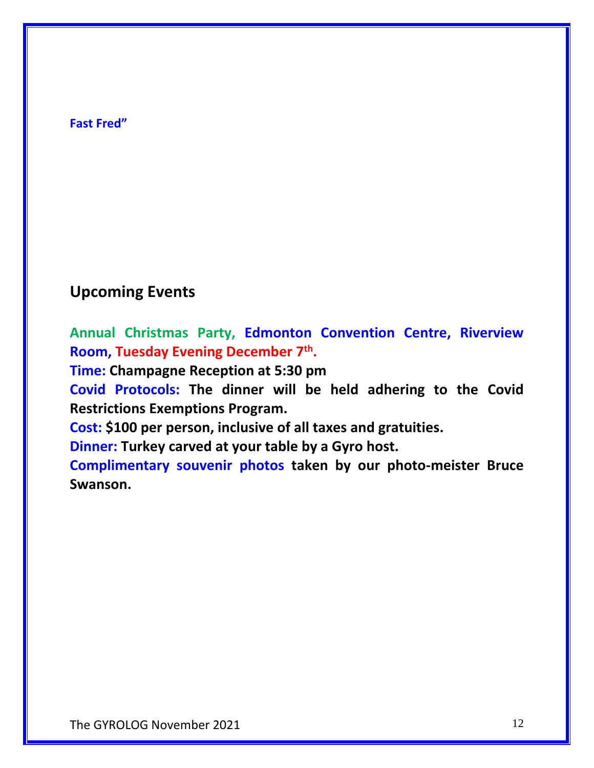**Fast Fred"**

## Upcoming Events

**Annual Christmas Party, Edmonton Convention Centre, Riverview Room, Tuesday Evening December 7th.**

**Time: Champagne Reception at 5:30 pm**

**Covid Protocols: The dinner will be held adhering to the Covid Restrictions Exemptions Program.**

**Cost: $100 per person, inclusive of all taxes and gratuities.**

**Dinner: Turkey carved at your table by a Gyro host.**

**Complimentary souvenir photos taken by our photo-meister Bruce Swanson.**